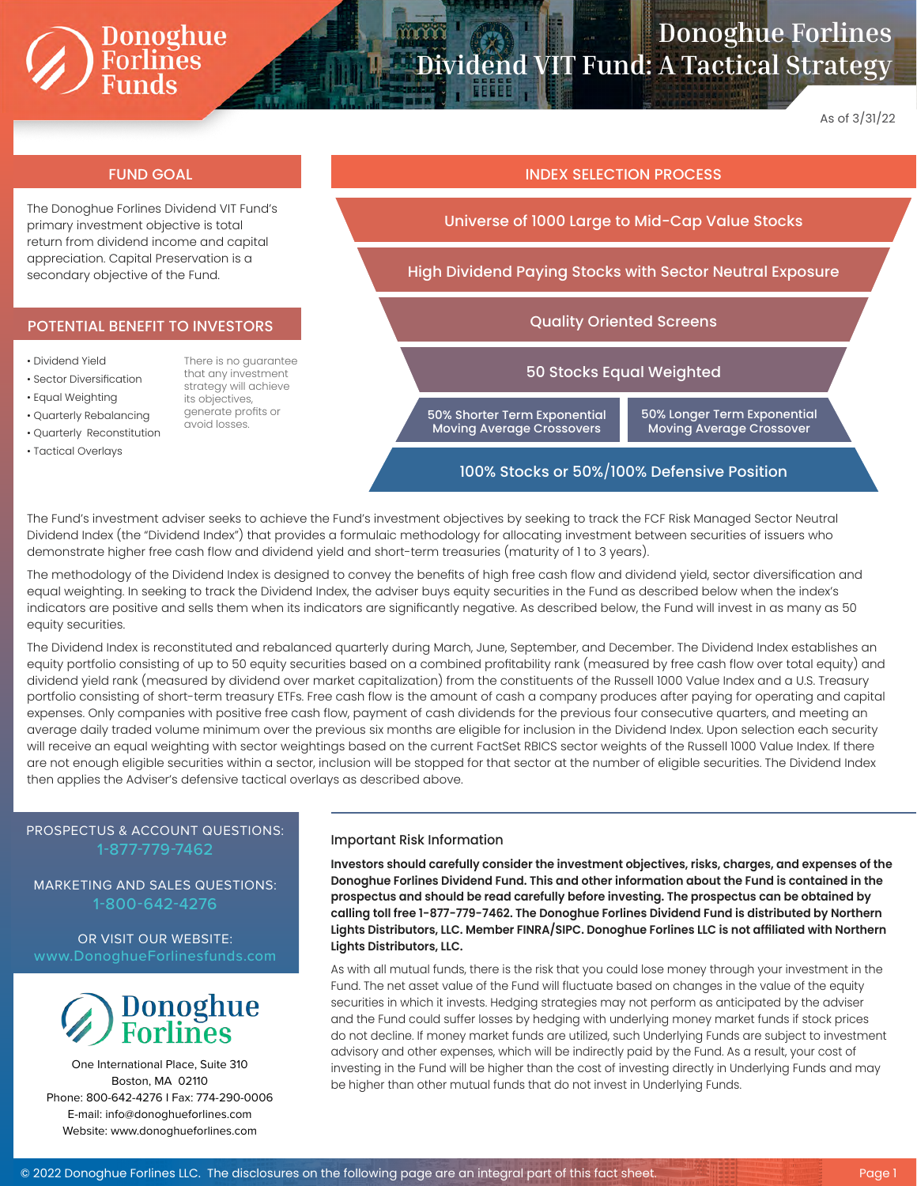# Donoghue Forlines Dividend VIT Fund: A Tactical Strategy

As of 3/31/22

## FUND GOAL

The Donoghue Forlines Dividend VIT Fund's primary investment objective is total return from dividend income and capital appreciation. Capital Preservation is a secondary objective of the Fund.

## POTENTIAL BENEFIT TO INVESTORS

- Dividend Yield
- Sector Diversification
- Equal Weighting
- Quarterly Rebalancing
- Quarterly Reconstitution
- Tactical Overlays

There is no guarantee that any investment strategy will achieve its objectives, generate profits or avoid losses.

## INDEX SELECTION PROCESS

- Universe of 1000 Large to Mid-Cap Value Stocks
- High Dividend Paying Stocks with Sector Neutral Exposure
- Quality Oriented Screens
- 50 Stocks Equal Weighted
- 50% Shorter Term Exponential Moving Average Crossovers | 50% Longer Term Exponential Moving Average Crossover
- 100% Stocks or 50%/100% Defensive Position

The Fund's investment adviser seeks to achieve the Fund's investment objectives by seeking to track the FCF Risk Managed Sector Neutral Dividend Index (the "Dividend Index") that provides a formulaic methodology for allocating investment between securities of issuers who demonstrate higher free cash flow and dividend yield and short-term treasuries (maturity of 1 to 3 years).

The methodology of the Dividend Index is designed to convey the benefits of high free cash flow and dividend yield, sector diversification and equal weighting. In seeking to track the Dividend Index, the adviser buys equity securities in the Fund as described below when the index's indicators are positive and sells them when its indicators are significantly negative. As described below, the Fund will invest in as many as 50 equity securities.

The Dividend Index is reconstituted and rebalanced quarterly during March, June, September, and December. The Dividend Index establishes an equity portfolio consisting of up to 50 equity securities based on a combined profitability rank (measured by free cash flow over total equity) and dividend yield rank (measured by dividend over market capitalization) from the constituents of the Russell 1000 Value Index and a U.S. Treasury portfolio consisting of short-term treasury ETFs. Free cash flow is the amount of cash a company produces after paying for operating and capital expenses. Only companies with positive free cash flow, payment of cash dividends for the previous four consecutive quarters, and meeting an average daily traded volume minimum over the previous six months are eligible for inclusion in the Dividend Index. Upon selection each security will receive an equal weighting with sector weightings based on the current FactSet RBICS sector weights of the Russell 1000 Value Index. If there are not enough eligible securities within a sector, inclusion will be stopped for that sector at the number of eligible securities. The Dividend Index then applies the Adviser's defensive tactical overlays as described above.

PROSPECTUS & ACCOUNT QUESTIONS: 1-877-779-7462

MARKETING AND SALES QUESTIONS: 1-800-642-4276

OR VISIT OUR WEBSITE: www.DonoghueForlinesfunds.com

Donoghue Forlines
One International Place, Suite 310
Boston, MA 02110
Phone: 800-642-4276 | Fax: 774-290-0006
E-mail: info@donoghueforlines.com
Website: www.donoghueforlines.com

### Important Risk Information

**Investors should carefully consider the investment objectives, risks, charges, and expenses of the Donoghue Forlines Dividend Fund. This and other information about the Fund is contained in the prospectus and should be read carefully before investing. The prospectus can be obtained by calling toll free 1-877-779-7462. The Donoghue Forlines Dividend Fund is distributed by Northern Lights Distributors, LLC. Member FINRA/SIPC. Donoghue Forlines LLC is not affiliated with Northern Lights Distributors, LLC.**

As with all mutual funds, there is the risk that you could lose money through your investment in the Fund. The net asset value of the Fund will fluctuate based on changes in the value of the equity securities in which it invests. Hedging strategies may not perform as anticipated by the adviser and the Fund could suffer losses by hedging with underlying money market funds if stock prices do not decline. If money market funds are utilized, such Underlying Funds are subject to investment advisory and other expenses, which will be indirectly paid by the Fund. As a result, your cost of investing in the Fund will be higher than the cost of investing directly in Underlying Funds and may be higher than other mutual funds that do not invest in Underlying Funds.

© 2022 Donoghue Forlines LLC. The disclosures on the following page are an integral part of this fact sheet.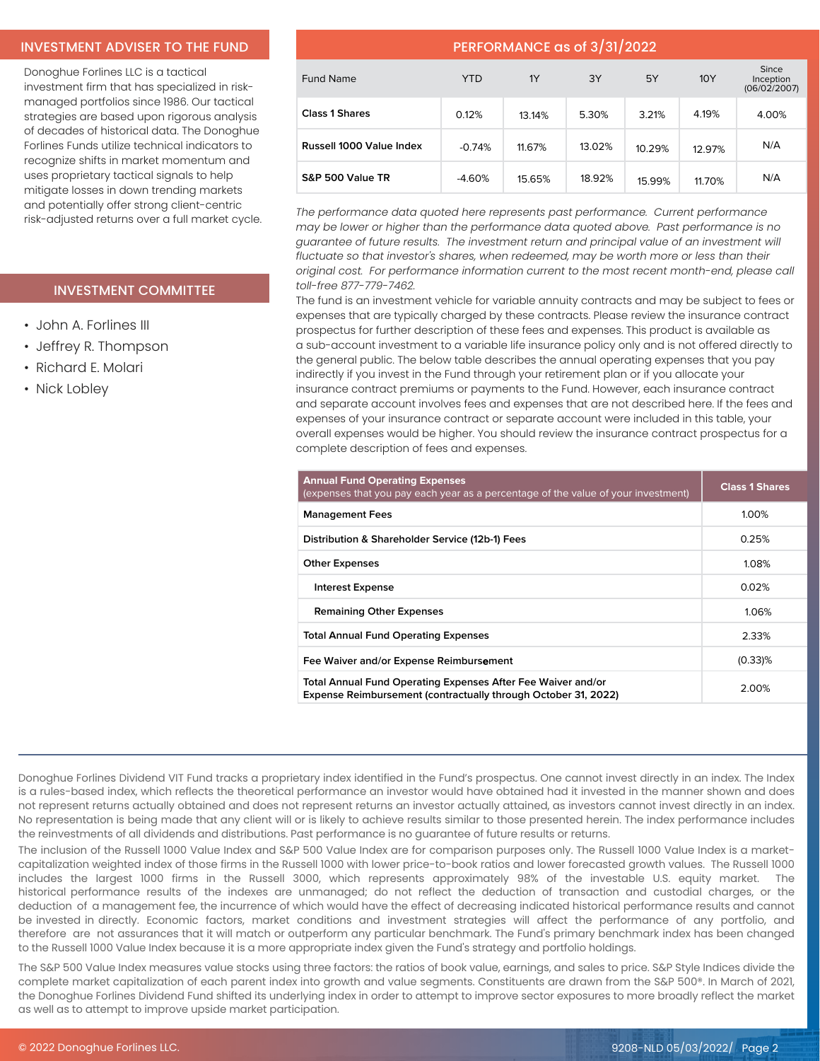## INVESTMENT ADVISER TO THE FUND

Donoghue Forlines LLC is a tactical investment firm that has specialized in risk-managed portfolios since 1986. Our tactical strategies are based upon rigorous analysis of decades of historical data. The Donoghue Forlines Funds utilize technical indicators to recognize shifts in market momentum and uses proprietary tactical signals to help mitigate losses in down trending markets and potentially offer strong client-centric risk-adjusted returns over a full market cycle.

## INVESTMENT COMMITTEE

- John A. Forlines III
- Jeffrey R. Thompson
- Richard E. Molari
- Nick Lobley

## PERFORMANCE as of 3/31/2022

| Fund Name | YTD | 1Y | 3Y | 5Y | 10Y | Since Inception (06/02/2007) |
|---|---|---|---|---|---|---|
| **Class 1 Shares** | 0.12% | 13.14% | 5.30% | 3.21% | 4.19% | 4.00% |
| **Russell 1000 Value Index** | -0.74% | 11.67% | 13.02% | 10.29% | 12.97% | N/A |
| **S&P 500 Value TR** | -4.60% | 15.65% | 18.92% | 15.99% | 11.70% | N/A |

*The performance data quoted here represents past performance. Current performance may be lower or higher than the performance data quoted above. Past performance is no guarantee of future results. The investment return and principal value of an investment will fluctuate so that investor's shares, when redeemed, may be worth more or less than their original cost. For performance information current to the most recent month-end, please call toll-free 877-779-7462.*

The fund is an investment vehicle for variable annuity contracts and may be subject to fees or expenses that are typically charged by these contracts. Please review the insurance contract prospectus for further description of these fees and expenses. This product is available as a sub-account investment to a variable life insurance policy only and is not offered directly to the general public. The below table describes the annual operating expenses that you pay indirectly if you invest in the Fund through your retirement plan or if you allocate your insurance contract premiums or payments to the Fund. However, each insurance contract and separate account involves fees and expenses that are not described here. If the fees and expenses of your insurance contract or separate account were included in this table, your overall expenses would be higher. You should review the insurance contract prospectus for a complete description of fees and expenses.

| **Annual Fund Operating Expenses** (expenses that you pay each year as a percentage of the value of your investment) | **Class 1 Shares** |
|---|---|
| **Management Fees** | 1.00% |
| **Distribution & Shareholder Service (12b-1) Fees** | 0.25% |
| **Other Expenses** | 1.08% |
| **Interest Expense** | 0.02% |
| **Remaining Other Expenses** | 1.06% |
| **Total Annual Fund Operating Expenses** | 2.33% |
| **Fee Waiver and/or Expense Reimbursement** | (0.33)% |
| **Total Annual Fund Operating Expenses After Fee Waiver and/or Expense Reimbursement (contractually through October 31, 2022)** | 2.00% |

Donoghue Forlines Dividend VIT Fund tracks a proprietary index identified in the Fund's prospectus. One cannot invest directly in an index. The Index is a rules-based index, which reflects the theoretical performance an investor would have obtained had it invested in the manner shown and does not represent returns actually obtained and does not represent returns an investor actually attained, as investors cannot invest directly in an index. No representation is being made that any client will or is likely to achieve results similar to those presented herein. The index performance includes the reinvestments of all dividends and distributions. Past performance is no guarantee of future results or returns.

The inclusion of the Russell 1000 Value Index and S&P 500 Value Index are for comparison purposes only. The Russell 1000 Value Index is a market-capitalization weighted index of those firms in the Russell 1000 with lower price-to-book ratios and lower forecasted growth values. The Russell 1000 includes the largest 1000 firms in the Russell 3000, which represents approximately 98% of the investable U.S. equity market. The historical performance results of the indexes are unmanaged; do not reflect the deduction of transaction and custodial charges, or the deduction of a management fee, the incurrence of which would have the effect of decreasing indicated historical performance results and cannot be invested in directly. Economic factors, market conditions and investment strategies will affect the performance of any portfolio, and therefore are not assurances that it will match or outperform any particular benchmark. The Fund's primary benchmark index has been changed to the Russell 1000 Value Index because it is a more appropriate index given the Fund's strategy and portfolio holdings.

The S&P 500 Value Index measures value stocks using three factors: the ratios of book value, earnings, and sales to price. S&P Style Indices divide the complete market capitalization of each parent index into growth and value segments. Constituents are drawn from the S&P 500®. In March of 2021, the Donoghue Forlines Dividend Fund shifted its underlying index in order to attempt to improve sector exposures to more broadly reflect the market as well as to attempt to improve upside market participation.

© 2022 Donoghue Forlines LLC.

9208-NLD 05/03/2022/